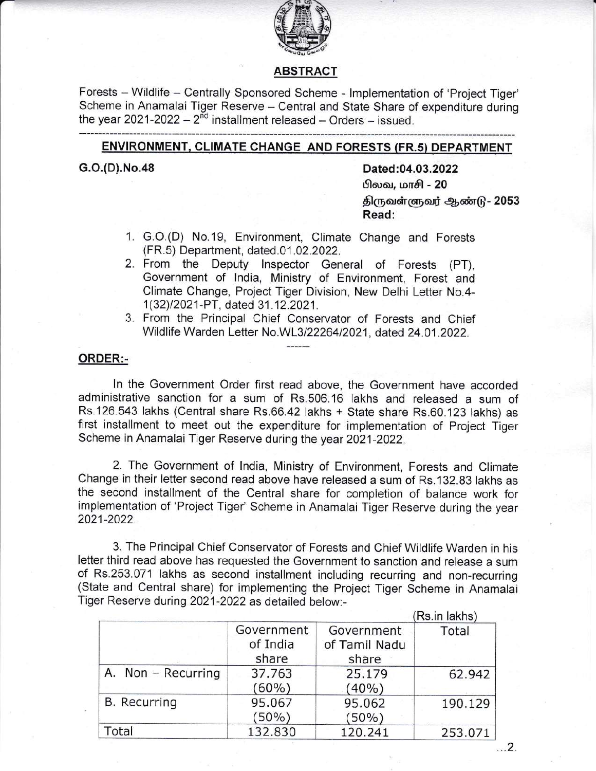## ABSTRACT

Forests – Wildlife – Centrally Sponsored Scheme - Implementation of 'Project Tiger' Scheme in Anamalai Tiger Reserve – Central and State Share of expenditure during the year 2021-2022 – 2[nd] installment released – Orders – issued.

---

## ENVIRONMENT, CLIMATE CHANGE AND FORESTS (FR.5) DEPARTMENT

**G.O.(D).No.48** **Dated:04.03.2022**

**பிலவ, மாசி - 20**

**திருவள்ளுவர் ஆண்டு- 2053**

**Read:**

1. G.O.(D) No.19, Environment, Climate Change and Forests (FR.5) Department, dated.01.02.2022.
2. From the Deputy Inspector General of Forests (PT), Government of India, Ministry of Environment, Forest and Climate Change, Project Tiger Division, New Delhi Letter No.4-1(32)/2021-PT, dated 31.12.2021.
3. From the Principal Chief Conservator of Forests and Chief Wildlife Warden Letter No.WL3/22264/2021, dated 24.01.2022.

------

**ORDER:-**

In the Government Order first read above, the Government have accorded administrative sanction for a sum of Rs.506.16 lakhs and released a sum of Rs.126.543 lakhs (Central share Rs.66.42 lakhs + State share Rs.60.123 lakhs) as first installment to meet out the expenditure for implementation of Project Tiger Scheme in Anamalai Tiger Reserve during the year 2021-2022.

2. The Government of India, Ministry of Environment, Forests and Climate Change in their letter second read above have released a sum of Rs.132.83 lakhs as the second installment of the Central share for completion of balance work for implementation of 'Project Tiger' Scheme in Anamalai Tiger Reserve during the year 2021-2022.

3. The Principal Chief Conservator of Forests and Chief Wildlife Warden in his letter third read above has requested the Government to sanction and release a sum of Rs.253.071 lakhs as second installment including recurring and non-recurring (State and Central share) for implementing the Project Tiger Scheme in Anamalai Tiger Reserve during 2021-2022 as detailed below:-

(Rs.in lakhs)

| | Government of India share | Government of Tamil Nadu share | Total |
|---|---|---|---|
| A. Non – Recurring | 37.763 (60%) | 25.179 (40%) | 62.942 |
| B. Recurring | 95.067 (50%) | 95.062 (50%) | 190.129 |
| Total | 132.830 | 120.241 | 253.071 |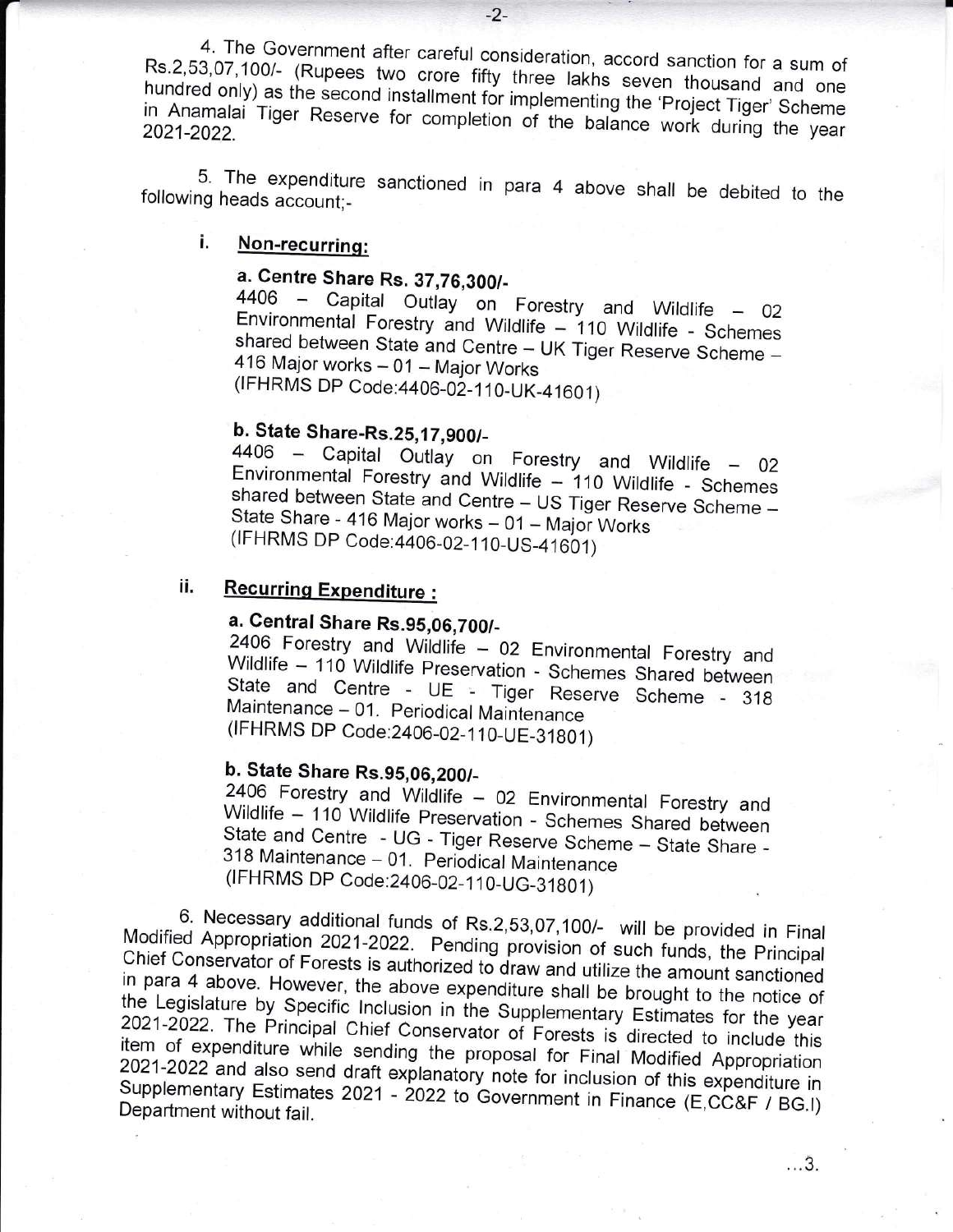4. The Government after careful consideration, accord sanction for a sum of Rs.2,53,07,100/- (Rupees two crore fifty three lakhs seven thousand and one hundred only) as the second installment for implementing the 'Project Tiger' Scheme in Anamalai Tiger Reserve for completion of the balance work during the year 2021-2022.

5. The expenditure sanctioned in para 4 above shall be debited to the following heads account;-

i. **Non-recurring:**

**a. Centre Share Rs. 37,76,300/-**
4406 – Capital Outlay on Forestry and Wildlife – 02 Environmental Forestry and Wildlife – 110 Wildlife - Schemes shared between State and Centre – UK Tiger Reserve Scheme – 416 Major works – 01 – Major Works
(IFHRMS DP Code:4406-02-110-UK-41601)

**b. State Share-Rs.25,17,900/-**
4406 – Capital Outlay on Forestry and Wildlife – 02 Environmental Forestry and Wildlife – 110 Wildlife - Schemes shared between State and Centre – US Tiger Reserve Scheme – State Share - 416 Major works – 01 – Major Works
(IFHRMS DP Code:4406-02-110-US-41601)

ii. **Recurring Expenditure :**

**a. Central Share Rs.95,06,700/-**
2406 Forestry and Wildlife – 02 Environmental Forestry and Wildlife – 110 Wildlife Preservation - Schemes Shared between State and Centre - UE - Tiger Reserve Scheme - 318 Maintenance – 01. Periodical Maintenance
(IFHRMS DP Code:2406-02-110-UE-31801)

**b. State Share Rs.95,06,200/-**
2406 Forestry and Wildlife – 02 Environmental Forestry and Wildlife – 110 Wildlife Preservation - Schemes Shared between State and Centre - UG - Tiger Reserve Scheme – State Share - 318 Maintenance – 01. Periodical Maintenance
(IFHRMS DP Code:2406-02-110-UG-31801)

6. Necessary additional funds of Rs.2,53,07,100/- will be provided in Final Modified Appropriation 2021-2022. Pending provision of such funds, the Principal Chief Conservator of Forests is authorized to draw and utilize the amount sanctioned in para 4 above. However, the above expenditure shall be brought to the notice of the Legislature by Specific Inclusion in the Supplementary Estimates for the year 2021-2022. The Principal Chief Conservator of Forests is directed to include this item of expenditure while sending the proposal for Final Modified Appropriation 2021-2022 and also send draft explanatory note for inclusion of this expenditure in Supplementary Estimates 2021 - 2022 to Government in Finance (E,CC&F / BG.I) Department without fail.

...3.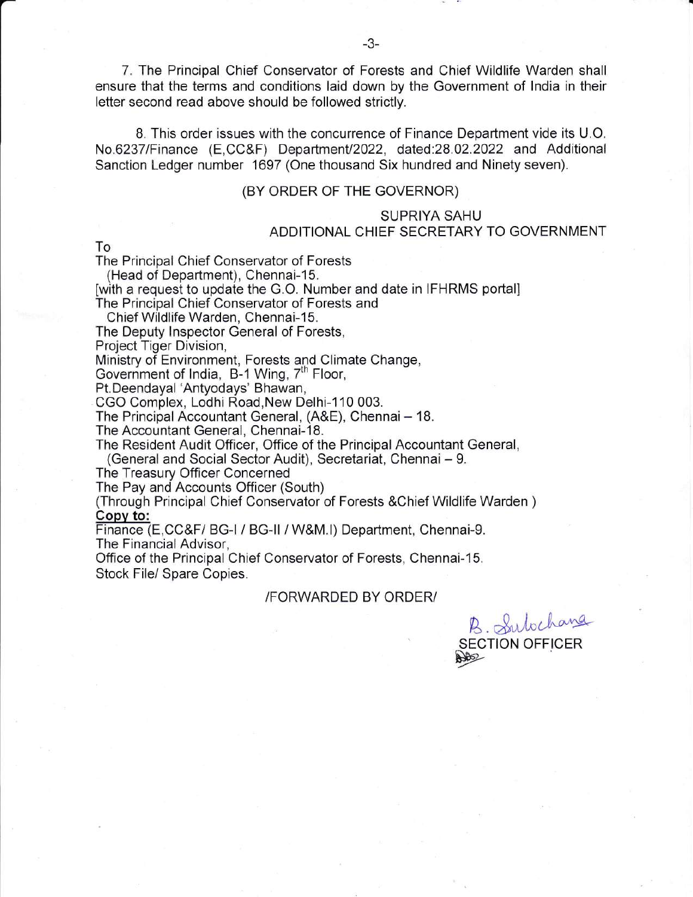7. The Principal Chief Conservator of Forests and Chief Wildlife Warden shall ensure that the terms and conditions laid down by the Government of India in their letter second read above should be followed strictly.

8. This order issues with the concurrence of Finance Department vide its U.O. No.6237/Finance (E,CC&F) Department/2022, dated:28.02.2022 and Additional Sanction Ledger number 1697 (One thousand Six hundred and Ninety seven).

(BY ORDER OF THE GOVERNOR)

SUPRIYA SAHU
ADDITIONAL CHIEF SECRETARY TO GOVERNMENT

To
The Principal Chief Conservator of Forests
(Head of Department), Chennai-15.
[with a request to update the G.O. Number and date in IFHRMS portal]
The Principal Chief Conservator of Forests and
Chief Wildlife Warden, Chennai-15.
The Deputy Inspector General of Forests,
Project Tiger Division,
Ministry of Environment, Forests and Climate Change,
Government of India, B-1 Wing, 7th Floor,
Pt.Deendayal 'Antyodays' Bhawan,
CGO Complex, Lodhi Road,New Delhi-110 003.
The Principal Accountant General, (A&E), Chennai – 18.
The Accountant General, Chennai-18.
The Resident Audit Officer, Office of the Principal Accountant General,
(General and Social Sector Audit), Secretariat, Chennai – 9.
The Treasury Officer Concerned
The Pay and Accounts Officer (South)
(Through Principal Chief Conservator of Forests &Chief Wildlife Warden )

**Copy to:**
Finance (E,CC&F/ BG-I / BG-II / W&M.I) Department, Chennai-9.
The Financial Advisor,
Office of the Principal Chief Conservator of Forests, Chennai-15.
Stock File/ Spare Copies.

/FORWARDED BY ORDER/

B. Sulochana
SECTION OFFICER